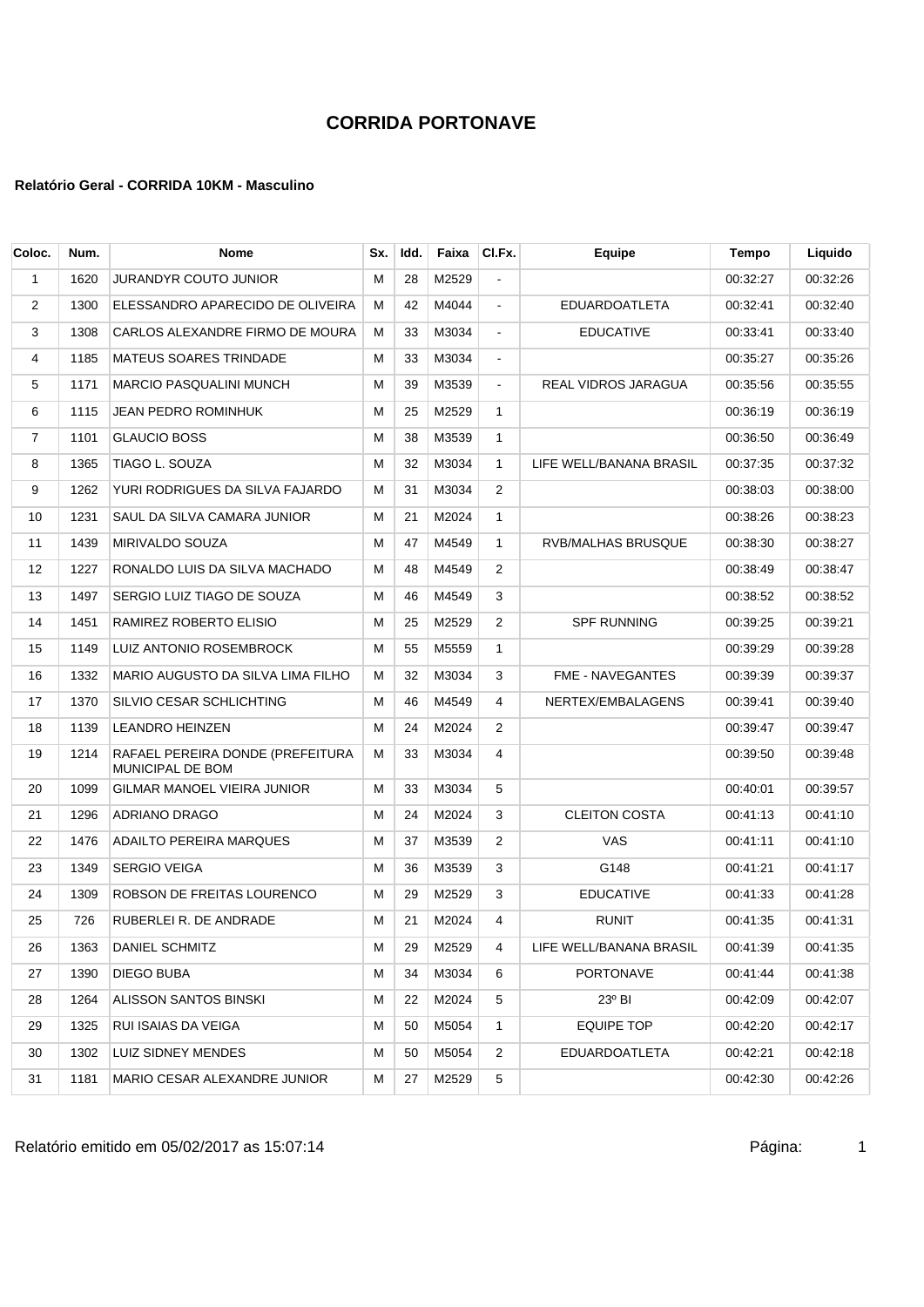# CORRIDA PORTONAVE

**Relatório Geral - CORRIDA 10KM - Masculino**

| Coloc. | Num. | Nome | Sx. | Idd. | Faixa | Cl.Fx. | Equipe | Tempo | Liquido |
|---|---|---|---|---|---|---|---|---|---|
| 1 | 1620 | JURANDYR COUTO JUNIOR | M | 28 | M2529 | - | | 00:32:27 | 00:32:26 |
| 2 | 1300 | ELESSANDRO APARECIDO DE OLIVEIRA | M | 42 | M4044 | - | EDUARDOATLETA | 00:32:41 | 00:32:40 |
| 3 | 1308 | CARLOS ALEXANDRE FIRMO DE MOURA | M | 33 | M3034 | - | EDUCATIVE | 00:33:41 | 00:33:40 |
| 4 | 1185 | MATEUS SOARES TRINDADE | M | 33 | M3034 | - | | 00:35:27 | 00:35:26 |
| 5 | 1171 | MARCIO PASQUALINI MUNCH | M | 39 | M3539 | - | REAL VIDROS JARAGUA | 00:35:56 | 00:35:55 |
| 6 | 1115 | JEAN PEDRO ROMINHUK | M | 25 | M2529 | 1 | | 00:36:19 | 00:36:19 |
| 7 | 1101 | GLAUCIO BOSS | M | 38 | M3539 | 1 | | 00:36:50 | 00:36:49 |
| 8 | 1365 | TIAGO L. SOUZA | M | 32 | M3034 | 1 | LIFE WELL/BANANA BRASIL | 00:37:35 | 00:37:32 |
| 9 | 1262 | YURI RODRIGUES DA SILVA FAJARDO | M | 31 | M3034 | 2 | | 00:38:03 | 00:38:00 |
| 10 | 1231 | SAUL DA SILVA CAMARA JUNIOR | M | 21 | M2024 | 1 | | 00:38:26 | 00:38:23 |
| 11 | 1439 | MIRIVALDO SOUZA | M | 47 | M4549 | 1 | RVB/MALHAS BRUSQUE | 00:38:30 | 00:38:27 |
| 12 | 1227 | RONALDO LUIS DA SILVA MACHADO | M | 48 | M4549 | 2 | | 00:38:49 | 00:38:47 |
| 13 | 1497 | SERGIO LUIZ TIAGO DE SOUZA | M | 46 | M4549 | 3 | | 00:38:52 | 00:38:52 |
| 14 | 1451 | RAMIREZ ROBERTO ELISIO | M | 25 | M2529 | 2 | SPF RUNNING | 00:39:25 | 00:39:21 |
| 15 | 1149 | LUIZ ANTONIO ROSEMBROCK | M | 55 | M5559 | 1 | | 00:39:29 | 00:39:28 |
| 16 | 1332 | MARIO AUGUSTO DA SILVA LIMA FILHO | M | 32 | M3034 | 3 | FME - NAVEGANTES | 00:39:39 | 00:39:37 |
| 17 | 1370 | SILVIO CESAR SCHLICHTING | M | 46 | M4549 | 4 | NERTEX/EMBALAGENS | 00:39:41 | 00:39:40 |
| 18 | 1139 | LEANDRO HEINZEN | M | 24 | M2024 | 2 | | 00:39:47 | 00:39:47 |
| 19 | 1214 | RAFAEL PEREIRA DONDE (PREFEITURA MUNICIPAL DE BOM | M | 33 | M3034 | 4 | | 00:39:50 | 00:39:48 |
| 20 | 1099 | GILMAR MANOEL VIEIRA JUNIOR | M | 33 | M3034 | 5 | | 00:40:01 | 00:39:57 |
| 21 | 1296 | ADRIANO DRAGO | M | 24 | M2024 | 3 | CLEITON COSTA | 00:41:13 | 00:41:10 |
| 22 | 1476 | ADAILTO PEREIRA MARQUES | M | 37 | M3539 | 2 | VAS | 00:41:11 | 00:41:10 |
| 23 | 1349 | SERGIO VEIGA | M | 36 | M3539 | 3 | G148 | 00:41:21 | 00:41:17 |
| 24 | 1309 | ROBSON DE FREITAS LOURENCO | M | 29 | M2529 | 3 | EDUCATIVE | 00:41:33 | 00:41:28 |
| 25 | 726 | RUBERLEI R. DE ANDRADE | M | 21 | M2024 | 4 | RUNIT | 00:41:35 | 00:41:31 |
| 26 | 1363 | DANIEL SCHMITZ | M | 29 | M2529 | 4 | LIFE WELL/BANANA BRASIL | 00:41:39 | 00:41:35 |
| 27 | 1390 | DIEGO BUBA | M | 34 | M3034 | 6 | PORTONAVE | 00:41:44 | 00:41:38 |
| 28 | 1264 | ALISSON SANTOS BINSKI | M | 22 | M2024 | 5 | 23º BI | 00:42:09 | 00:42:07 |
| 29 | 1325 | RUI ISAIAS DA VEIGA | M | 50 | M5054 | 1 | EQUIPE TOP | 00:42:20 | 00:42:17 |
| 30 | 1302 | LUIZ SIDNEY MENDES | M | 50 | M5054 | 2 | EDUARDOATLETA | 00:42:21 | 00:42:18 |
| 31 | 1181 | MARIO CESAR ALEXANDRE JUNIOR | M | 27 | M2529 | 5 | | 00:42:30 | 00:42:26 |

Relatório emitido em 05/02/2017 as 15:07:14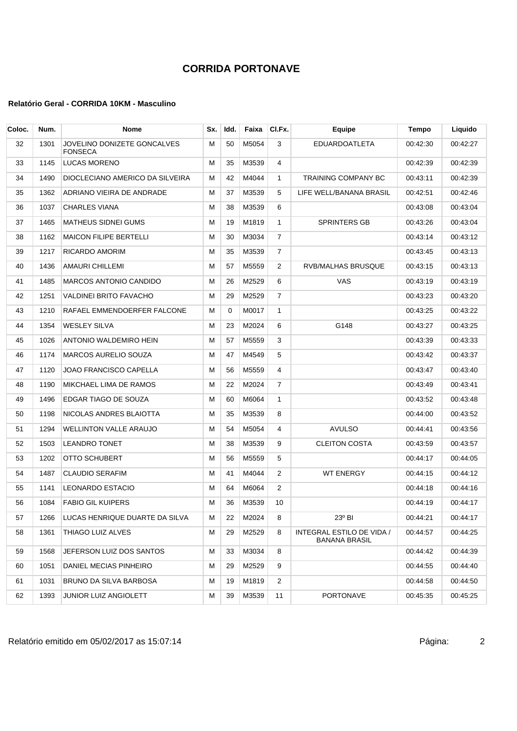# CORRIDA PORTONAVE

### Relatório Geral - CORRIDA 10KM - Masculino

| Coloc. | Num. | Nome | Sx. | Idd. | Faixa | Cl.Fx. | Equipe | Tempo | Liquido |
|---|---|---|---|---|---|---|---|---|---|
| 32 | 1301 | JOVELINO DONIZETE GONCALVES FONSECA | M | 50 | M5054 | 3 | EDUARDOATLETA | 00:42:30 | 00:42:27 |
| 33 | 1145 | LUCAS MORENO | M | 35 | M3539 | 4 | | 00:42:39 | 00:42:39 |
| 34 | 1490 | DIOCLECIANO AMERICO DA SILVEIRA | M | 42 | M4044 | 1 | TRAINING COMPANY BC | 00:43:11 | 00:42:39 |
| 35 | 1362 | ADRIANO VIEIRA DE ANDRADE | M | 37 | M3539 | 5 | LIFE WELL/BANANA BRASIL | 00:42:51 | 00:42:46 |
| 36 | 1037 | CHARLES VIANA | M | 38 | M3539 | 6 | | 00:43:08 | 00:43:04 |
| 37 | 1465 | MATHEUS SIDNEI GUMS | M | 19 | M1819 | 1 | SPRINTERS GB | 00:43:26 | 00:43:04 |
| 38 | 1162 | MAICON FILIPE BERTELLI | M | 30 | M3034 | 7 | | 00:43:14 | 00:43:12 |
| 39 | 1217 | RICARDO AMORIM | M | 35 | M3539 | 7 | | 00:43:45 | 00:43:13 |
| 40 | 1436 | AMAURI CHILLEMI | M | 57 | M5559 | 2 | RVB/MALHAS BRUSQUE | 00:43:15 | 00:43:13 |
| 41 | 1485 | MARCOS ANTONIO CANDIDO | M | 26 | M2529 | 6 | VAS | 00:43:19 | 00:43:19 |
| 42 | 1251 | VALDINEI BRITO FAVACHO | M | 29 | M2529 | 7 | | 00:43:23 | 00:43:20 |
| 43 | 1210 | RAFAEL EMMENDOERFER FALCONE | M | 0 | M0017 | 1 | | 00:43:25 | 00:43:22 |
| 44 | 1354 | WESLEY SILVA | M | 23 | M2024 | 6 | G148 | 00:43:27 | 00:43:25 |
| 45 | 1026 | ANTONIO WALDEMIRO HEIN | M | 57 | M5559 | 3 | | 00:43:39 | 00:43:33 |
| 46 | 1174 | MARCOS AURELIO SOUZA | M | 47 | M4549 | 5 | | 00:43:42 | 00:43:37 |
| 47 | 1120 | JOAO FRANCISCO CAPELLA | M | 56 | M5559 | 4 | | 00:43:47 | 00:43:40 |
| 48 | 1190 | MIKCHAEL LIMA DE RAMOS | M | 22 | M2024 | 7 | | 00:43:49 | 00:43:41 |
| 49 | 1496 | EDGAR TIAGO DE SOUZA | M | 60 | M6064 | 1 | | 00:43:52 | 00:43:48 |
| 50 | 1198 | NICOLAS ANDRES BLAIOTTA | M | 35 | M3539 | 8 | | 00:44:00 | 00:43:52 |
| 51 | 1294 | WELLINTON VALLE ARAUJO | M | 54 | M5054 | 4 | AVULSO | 00:44:41 | 00:43:56 |
| 52 | 1503 | LEANDRO TONET | M | 38 | M3539 | 9 | CLEITON COSTA | 00:43:59 | 00:43:57 |
| 53 | 1202 | OTTO SCHUBERT | M | 56 | M5559 | 5 | | 00:44:17 | 00:44:05 |
| 54 | 1487 | CLAUDIO SERAFIM | M | 41 | M4044 | 2 | WT ENERGY | 00:44:15 | 00:44:12 |
| 55 | 1141 | LEONARDO ESTACIO | M | 64 | M6064 | 2 | | 00:44:18 | 00:44:16 |
| 56 | 1084 | FABIO GIL KUIPERS | M | 36 | M3539 | 10 | | 00:44:19 | 00:44:17 |
| 57 | 1266 | LUCAS HENRIQUE DUARTE DA SILVA | M | 22 | M2024 | 8 | 23º BI | 00:44:21 | 00:44:17 |
| 58 | 1361 | THIAGO LUIZ ALVES | M | 29 | M2529 | 8 | INTEGRAL ESTILO DE VIDA / BANANA BRASIL | 00:44:57 | 00:44:25 |
| 59 | 1568 | JEFERSON LUIZ DOS SANTOS | M | 33 | M3034 | 8 | | 00:44:42 | 00:44:39 |
| 60 | 1051 | DANIEL MECIAS PINHEIRO | M | 29 | M2529 | 9 | | 00:44:55 | 00:44:40 |
| 61 | 1031 | BRUNO DA SILVA BARBOSA | M | 19 | M1819 | 2 | | 00:44:58 | 00:44:50 |
| 62 | 1393 | JUNIOR LUIZ ANGIOLETT | M | 39 | M3539 | 11 | PORTONAVE | 00:45:35 | 00:45:25 |

Relatório emitido em 05/02/2017 as 15:07:14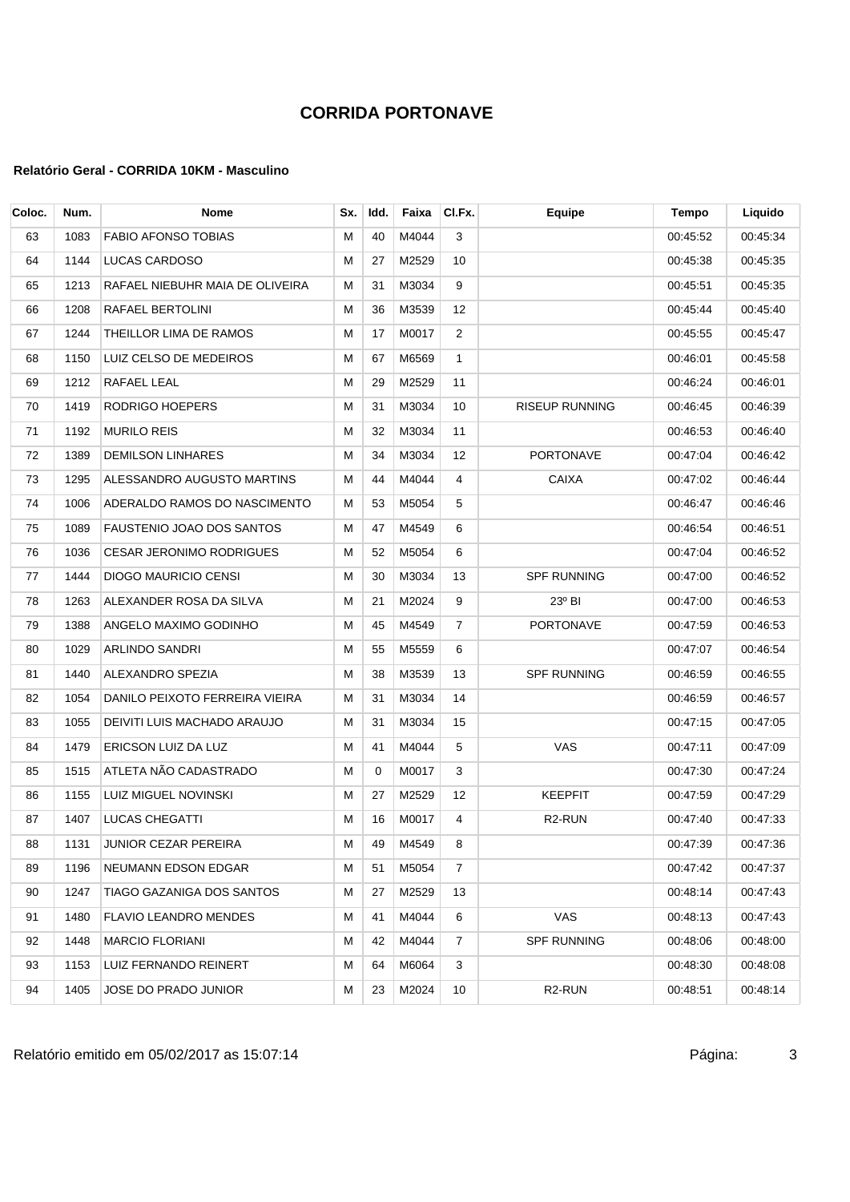# CORRIDA PORTONAVE

### Relatório Geral - CORRIDA 10KM - Masculino

| Coloc. | Num. | Nome | Sx. | Idd. | Faixa | Cl.Fx. | Equipe | Tempo | Liquido |
|---|---|---|---|---|---|---|---|---|---|
| 63 | 1083 | FABIO AFONSO TOBIAS | M | 40 | M4044 | 3 | | 00:45:52 | 00:45:34 |
| 64 | 1144 | LUCAS CARDOSO | M | 27 | M2529 | 10 | | 00:45:38 | 00:45:35 |
| 65 | 1213 | RAFAEL NIEBUHR MAIA DE OLIVEIRA | M | 31 | M3034 | 9 | | 00:45:51 | 00:45:35 |
| 66 | 1208 | RAFAEL BERTOLINI | M | 36 | M3539 | 12 | | 00:45:44 | 00:45:40 |
| 67 | 1244 | THEILLOR LIMA DE RAMOS | M | 17 | M0017 | 2 | | 00:45:55 | 00:45:47 |
| 68 | 1150 | LUIZ CELSO DE MEDEIROS | M | 67 | M6569 | 1 | | 00:46:01 | 00:45:58 |
| 69 | 1212 | RAFAEL LEAL | M | 29 | M2529 | 11 | | 00:46:24 | 00:46:01 |
| 70 | 1419 | RODRIGO HOEPERS | M | 31 | M3034 | 10 | RISEUP RUNNING | 00:46:45 | 00:46:39 |
| 71 | 1192 | MURILO REIS | M | 32 | M3034 | 11 | | 00:46:53 | 00:46:40 |
| 72 | 1389 | DEMILSON LINHARES | M | 34 | M3034 | 12 | PORTONAVE | 00:47:04 | 00:46:42 |
| 73 | 1295 | ALESSANDRO AUGUSTO MARTINS | M | 44 | M4044 | 4 | CAIXA | 00:47:02 | 00:46:44 |
| 74 | 1006 | ADERALDO RAMOS DO NASCIMENTO | M | 53 | M5054 | 5 | | 00:46:47 | 00:46:46 |
| 75 | 1089 | FAUSTENIO JOAO DOS SANTOS | M | 47 | M4549 | 6 | | 00:46:54 | 00:46:51 |
| 76 | 1036 | CESAR JERONIMO RODRIGUES | M | 52 | M5054 | 6 | | 00:47:04 | 00:46:52 |
| 77 | 1444 | DIOGO MAURICIO CENSI | M | 30 | M3034 | 13 | SPF RUNNING | 00:47:00 | 00:46:52 |
| 78 | 1263 | ALEXANDER ROSA DA SILVA | M | 21 | M2024 | 9 | 23º BI | 00:47:00 | 00:46:53 |
| 79 | 1388 | ANGELO MAXIMO GODINHO | M | 45 | M4549 | 7 | PORTONAVE | 00:47:59 | 00:46:53 |
| 80 | 1029 | ARLINDO SANDRI | M | 55 | M5559 | 6 | | 00:47:07 | 00:46:54 |
| 81 | 1440 | ALEXANDRO SPEZIA | M | 38 | M3539 | 13 | SPF RUNNING | 00:46:59 | 00:46:55 |
| 82 | 1054 | DANILO PEIXOTO FERREIRA VIEIRA | M | 31 | M3034 | 14 | | 00:46:59 | 00:46:57 |
| 83 | 1055 | DEIVITI LUIS MACHADO ARAUJO | M | 31 | M3034 | 15 | | 00:47:15 | 00:47:05 |
| 84 | 1479 | ERICSON LUIZ DA LUZ | M | 41 | M4044 | 5 | VAS | 00:47:11 | 00:47:09 |
| 85 | 1515 | ATLETA NÃO CADASTRADO | M | 0 | M0017 | 3 | | 00:47:30 | 00:47:24 |
| 86 | 1155 | LUIZ MIGUEL NOVINSKI | M | 27 | M2529 | 12 | KEEPFIT | 00:47:59 | 00:47:29 |
| 87 | 1407 | LUCAS CHEGATTI | M | 16 | M0017 | 4 | R2-RUN | 00:47:40 | 00:47:33 |
| 88 | 1131 | JUNIOR CEZAR PEREIRA | M | 49 | M4549 | 8 | | 00:47:39 | 00:47:36 |
| 89 | 1196 | NEUMANN EDSON EDGAR | M | 51 | M5054 | 7 | | 00:47:42 | 00:47:37 |
| 90 | 1247 | TIAGO GAZANIGA DOS SANTOS | M | 27 | M2529 | 13 | | 00:48:14 | 00:47:43 |
| 91 | 1480 | FLAVIO LEANDRO MENDES | M | 41 | M4044 | 6 | VAS | 00:48:13 | 00:47:43 |
| 92 | 1448 | MARCIO FLORIANI | M | 42 | M4044 | 7 | SPF RUNNING | 00:48:06 | 00:48:00 |
| 93 | 1153 | LUIZ FERNANDO REINERT | M | 64 | M6064 | 3 | | 00:48:30 | 00:48:08 |
| 94 | 1405 | JOSE DO PRADO JUNIOR | M | 23 | M2024 | 10 | R2-RUN | 00:48:51 | 00:48:14 |

Relatório emitido em 05/02/2017 as 15:07:14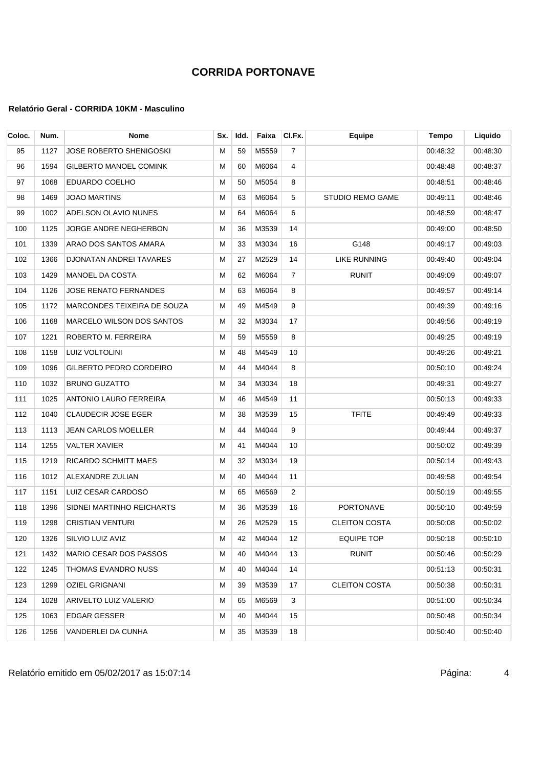# CORRIDA PORTONAVE

#### Relatório Geral - CORRIDA 10KM - Masculino

| Coloc. | Num. | Nome | Sx. | Idd. | Faixa | Cl.Fx. | Equipe | Tempo | Liquido |
|---|---|---|---|---|---|---|---|---|---|
| 95 | 1127 | JOSE ROBERTO SHENIGOSKI | M | 59 | M5559 | 7 | | 00:48:32 | 00:48:30 |
| 96 | 1594 | GILBERTO MANOEL COMINK | M | 60 | M6064 | 4 | | 00:48:48 | 00:48:37 |
| 97 | 1068 | EDUARDO COELHO | M | 50 | M5054 | 8 | | 00:48:51 | 00:48:46 |
| 98 | 1469 | JOAO MARTINS | M | 63 | M6064 | 5 | STUDIO REMO GAME | 00:49:11 | 00:48:46 |
| 99 | 1002 | ADELSON OLAVIO NUNES | M | 64 | M6064 | 6 | | 00:48:59 | 00:48:47 |
| 100 | 1125 | JORGE ANDRE NEGHERBON | M | 36 | M3539 | 14 | | 00:49:00 | 00:48:50 |
| 101 | 1339 | ARAO DOS SANTOS AMARA | M | 33 | M3034 | 16 | G148 | 00:49:17 | 00:49:03 |
| 102 | 1366 | DJONATAN ANDREI TAVARES | M | 27 | M2529 | 14 | LIKE RUNNING | 00:49:40 | 00:49:04 |
| 103 | 1429 | MANOEL DA COSTA | M | 62 | M6064 | 7 | RUNIT | 00:49:09 | 00:49:07 |
| 104 | 1126 | JOSE RENATO FERNANDES | M | 63 | M6064 | 8 | | 00:49:57 | 00:49:14 |
| 105 | 1172 | MARCONDES TEIXEIRA DE SOUZA | M | 49 | M4549 | 9 | | 00:49:39 | 00:49:16 |
| 106 | 1168 | MARCELO WILSON DOS SANTOS | M | 32 | M3034 | 17 | | 00:49:56 | 00:49:19 |
| 107 | 1221 | ROBERTO M. FERREIRA | M | 59 | M5559 | 8 | | 00:49:25 | 00:49:19 |
| 108 | 1158 | LUIZ VOLTOLINI | M | 48 | M4549 | 10 | | 00:49:26 | 00:49:21 |
| 109 | 1096 | GILBERTO PEDRO CORDEIRO | M | 44 | M4044 | 8 | | 00:50:10 | 00:49:24 |
| 110 | 1032 | BRUNO GUZATTO | M | 34 | M3034 | 18 | | 00:49:31 | 00:49:27 |
| 111 | 1025 | ANTONIO LAURO FERREIRA | M | 46 | M4549 | 11 | | 00:50:13 | 00:49:33 |
| 112 | 1040 | CLAUDECIR JOSE EGER | M | 38 | M3539 | 15 | TFITE | 00:49:49 | 00:49:33 |
| 113 | 1113 | JEAN CARLOS MOELLER | M | 44 | M4044 | 9 | | 00:49:44 | 00:49:37 |
| 114 | 1255 | VALTER XAVIER | M | 41 | M4044 | 10 | | 00:50:02 | 00:49:39 |
| 115 | 1219 | RICARDO SCHMITT MAES | M | 32 | M3034 | 19 | | 00:50:14 | 00:49:43 |
| 116 | 1012 | ALEXANDRE ZULIAN | M | 40 | M4044 | 11 | | 00:49:58 | 00:49:54 |
| 117 | 1151 | LUIZ CESAR CARDOSO | M | 65 | M6569 | 2 | | 00:50:19 | 00:49:55 |
| 118 | 1396 | SIDNEI MARTINHO REICHARTS | M | 36 | M3539 | 16 | PORTONAVE | 00:50:10 | 00:49:59 |
| 119 | 1298 | CRISTIAN VENTURI | M | 26 | M2529 | 15 | CLEITON COSTA | 00:50:08 | 00:50:02 |
| 120 | 1326 | SILVIO LUIZ AVIZ | M | 42 | M4044 | 12 | EQUIPE TOP | 00:50:18 | 00:50:10 |
| 121 | 1432 | MARIO CESAR DOS PASSOS | M | 40 | M4044 | 13 | RUNIT | 00:50:46 | 00:50:29 |
| 122 | 1245 | THOMAS EVANDRO NUSS | M | 40 | M4044 | 14 | | 00:51:13 | 00:50:31 |
| 123 | 1299 | OZIEL GRIGNANI | M | 39 | M3539 | 17 | CLEITON COSTA | 00:50:38 | 00:50:31 |
| 124 | 1028 | ARIVELTO LUIZ VALERIO | M | 65 | M6569 | 3 | | 00:51:00 | 00:50:34 |
| 125 | 1063 | EDGAR GESSER | M | 40 | M4044 | 15 | | 00:50:48 | 00:50:34 |
| 126 | 1256 | VANDERLEI DA CUNHA | M | 35 | M3539 | 18 | | 00:50:40 | 00:50:40 |

Relatório emitido em 05/02/2017 as 15:07:14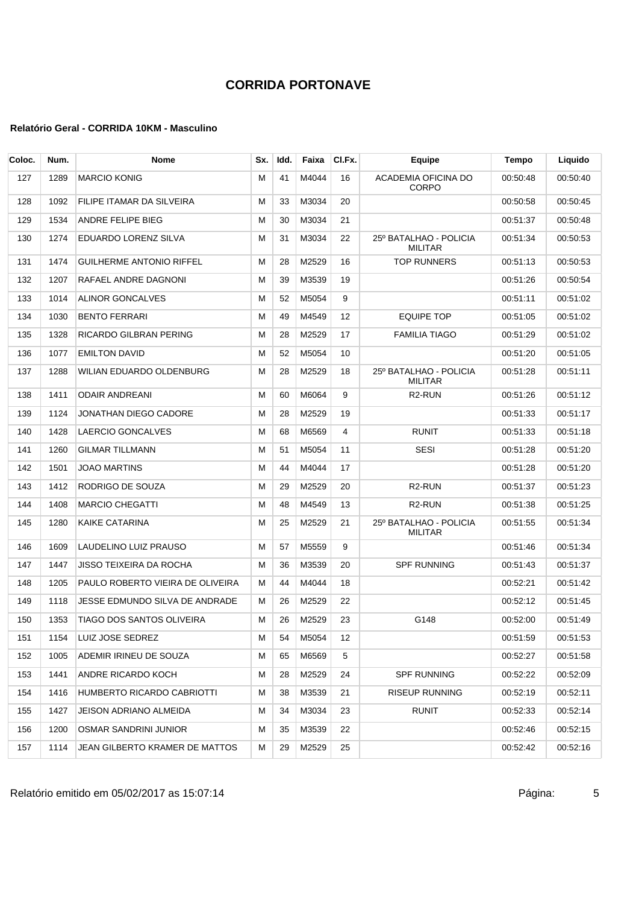# CORRIDA PORTONAVE

**Relatório Geral - CORRIDA 10KM - Masculino**

| Coloc. | Num. | Nome | Sx. | Idd. | Faixa | Cl.Fx. | Equipe | Tempo | Liquido |
|---|---|---|---|---|---|---|---|---|---|
| 127 | 1289 | MARCIO KONIG | M | 41 | M4044 | 16 | ACADEMIA OFICINA DO CORPO | 00:50:48 | 00:50:40 |
| 128 | 1092 | FILIPE ITAMAR DA SILVEIRA | M | 33 | M3034 | 20 | | 00:50:58 | 00:50:45 |
| 129 | 1534 | ANDRE FELIPE BIEG | M | 30 | M3034 | 21 | | 00:51:37 | 00:50:48 |
| 130 | 1274 | EDUARDO LORENZ SILVA | M | 31 | M3034 | 22 | 25º BATALHAO - POLICIA MILITAR | 00:51:34 | 00:50:53 |
| 131 | 1474 | GUILHERME ANTONIO RIFFEL | M | 28 | M2529 | 16 | TOP RUNNERS | 00:51:13 | 00:50:53 |
| 132 | 1207 | RAFAEL ANDRE DAGNONI | M | 39 | M3539 | 19 | | 00:51:26 | 00:50:54 |
| 133 | 1014 | ALINOR GONCALVES | M | 52 | M5054 | 9 | | 00:51:11 | 00:51:02 |
| 134 | 1030 | BENTO FERRARI | M | 49 | M4549 | 12 | EQUIPE TOP | 00:51:05 | 00:51:02 |
| 135 | 1328 | RICARDO GILBRAN PERING | M | 28 | M2529 | 17 | FAMILIA TIAGO | 00:51:29 | 00:51:02 |
| 136 | 1077 | EMILTON DAVID | M | 52 | M5054 | 10 | | 00:51:20 | 00:51:05 |
| 137 | 1288 | WILIAN EDUARDO OLDENBURG | M | 28 | M2529 | 18 | 25º BATALHAO - POLICIA MILITAR | 00:51:28 | 00:51:11 |
| 138 | 1411 | ODAIR ANDREANI | M | 60 | M6064 | 9 | R2-RUN | 00:51:26 | 00:51:12 |
| 139 | 1124 | JONATHAN DIEGO CADORE | M | 28 | M2529 | 19 | | 00:51:33 | 00:51:17 |
| 140 | 1428 | LAERCIO GONCALVES | M | 68 | M6569 | 4 | RUNIT | 00:51:33 | 00:51:18 |
| 141 | 1260 | GILMAR TILLMANN | M | 51 | M5054 | 11 | SESI | 00:51:28 | 00:51:20 |
| 142 | 1501 | JOAO MARTINS | M | 44 | M4044 | 17 | | 00:51:28 | 00:51:20 |
| 143 | 1412 | RODRIGO DE SOUZA | M | 29 | M2529 | 20 | R2-RUN | 00:51:37 | 00:51:23 |
| 144 | 1408 | MARCIO CHEGATTI | M | 48 | M4549 | 13 | R2-RUN | 00:51:38 | 00:51:25 |
| 145 | 1280 | KAIKE CATARINA | M | 25 | M2529 | 21 | 25º BATALHAO - POLICIA MILITAR | 00:51:55 | 00:51:34 |
| 146 | 1609 | LAUDELINO LUIZ PRAUSO | M | 57 | M5559 | 9 | | 00:51:46 | 00:51:34 |
| 147 | 1447 | JISSO TEIXEIRA DA ROCHA | M | 36 | M3539 | 20 | SPF RUNNING | 00:51:43 | 00:51:37 |
| 148 | 1205 | PAULO ROBERTO VIEIRA DE OLIVEIRA | M | 44 | M4044 | 18 | | 00:52:21 | 00:51:42 |
| 149 | 1118 | JESSE EDMUNDO SILVA DE ANDRADE | M | 26 | M2529 | 22 | | 00:52:12 | 00:51:45 |
| 150 | 1353 | TIAGO DOS SANTOS OLIVEIRA | M | 26 | M2529 | 23 | G148 | 00:52:00 | 00:51:49 |
| 151 | 1154 | LUIZ JOSE SEDREZ | M | 54 | M5054 | 12 | | 00:51:59 | 00:51:53 |
| 152 | 1005 | ADEMIR IRINEU DE SOUZA | M | 65 | M6569 | 5 | | 00:52:27 | 00:51:58 |
| 153 | 1441 | ANDRE RICARDO KOCH | M | 28 | M2529 | 24 | SPF RUNNING | 00:52:22 | 00:52:09 |
| 154 | 1416 | HUMBERTO RICARDO CABRIOTTI | M | 38 | M3539 | 21 | RISEUP RUNNING | 00:52:19 | 00:52:11 |
| 155 | 1427 | JEISON ADRIANO ALMEIDA | M | 34 | M3034 | 23 | RUNIT | 00:52:33 | 00:52:14 |
| 156 | 1200 | OSMAR SANDRINI JUNIOR | M | 35 | M3539 | 22 | | 00:52:46 | 00:52:15 |
| 157 | 1114 | JEAN GILBERTO KRAMER DE MATTOS | M | 29 | M2529 | 25 | | 00:52:42 | 00:52:16 |

Relatório emitido em 05/02/2017 as 15:07:14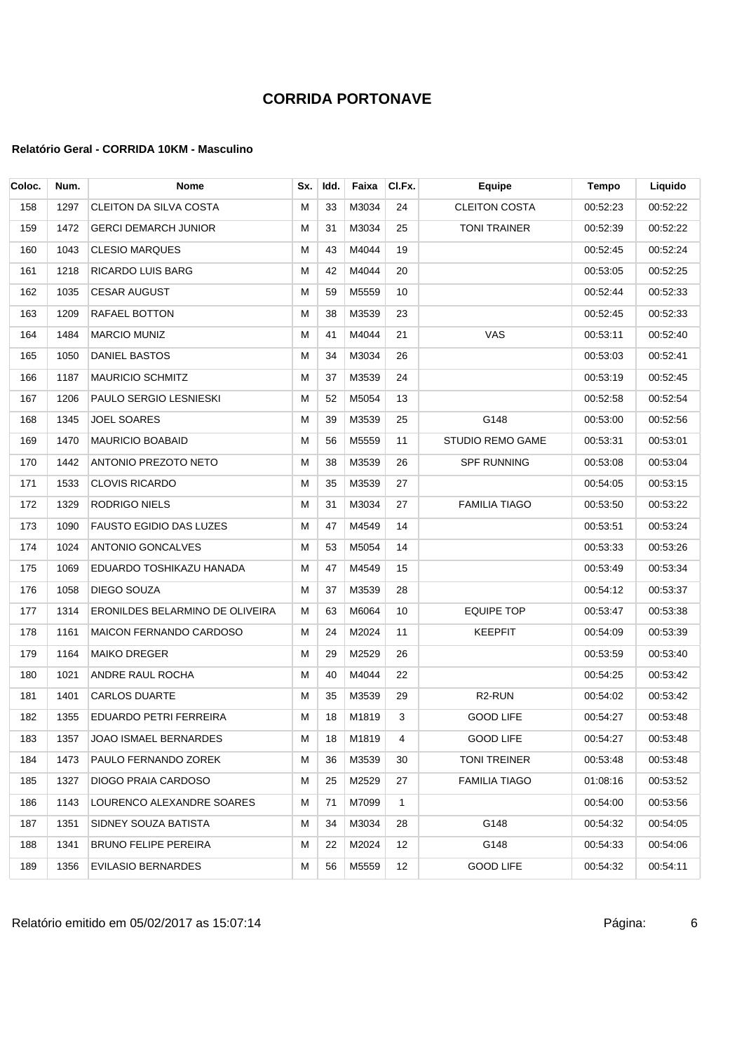# CORRIDA PORTONAVE

#### Relatório Geral - CORRIDA 10KM - Masculino

| Coloc. | Num. | Nome | Sx. | Idd. | Faixa | Cl.Fx. | Equipe | Tempo | Liquido |
|---|---|---|---|---|---|---|---|---|---|
| 158 | 1297 | CLEITON DA SILVA COSTA | M | 33 | M3034 | 24 | CLEITON COSTA | 00:52:23 | 00:52:22 |
| 159 | 1472 | GERCI DEMARCH JUNIOR | M | 31 | M3034 | 25 | TONI TRAINER | 00:52:39 | 00:52:22 |
| 160 | 1043 | CLESIO MARQUES | M | 43 | M4044 | 19 | | 00:52:45 | 00:52:24 |
| 161 | 1218 | RICARDO LUIS BARG | M | 42 | M4044 | 20 | | 00:53:05 | 00:52:25 |
| 162 | 1035 | CESAR AUGUST | M | 59 | M5559 | 10 | | 00:52:44 | 00:52:33 |
| 163 | 1209 | RAFAEL BOTTON | M | 38 | M3539 | 23 | | 00:52:45 | 00:52:33 |
| 164 | 1484 | MARCIO MUNIZ | M | 41 | M4044 | 21 | VAS | 00:53:11 | 00:52:40 |
| 165 | 1050 | DANIEL BASTOS | M | 34 | M3034 | 26 | | 00:53:03 | 00:52:41 |
| 166 | 1187 | MAURICIO SCHMITZ | M | 37 | M3539 | 24 | | 00:53:19 | 00:52:45 |
| 167 | 1206 | PAULO SERGIO LESNIESKI | M | 52 | M5054 | 13 | | 00:52:58 | 00:52:54 |
| 168 | 1345 | JOEL SOARES | M | 39 | M3539 | 25 | G148 | 00:53:00 | 00:52:56 |
| 169 | 1470 | MAURICIO BOABAID | M | 56 | M5559 | 11 | STUDIO REMO GAME | 00:53:31 | 00:53:01 |
| 170 | 1442 | ANTONIO PREZOTO NETO | M | 38 | M3539 | 26 | SPF RUNNING | 00:53:08 | 00:53:04 |
| 171 | 1533 | CLOVIS RICARDO | M | 35 | M3539 | 27 | | 00:54:05 | 00:53:15 |
| 172 | 1329 | RODRIGO NIELS | M | 31 | M3034 | 27 | FAMILIA TIAGO | 00:53:50 | 00:53:22 |
| 173 | 1090 | FAUSTO EGIDIO DAS LUZES | M | 47 | M4549 | 14 | | 00:53:51 | 00:53:24 |
| 174 | 1024 | ANTONIO GONCALVES | M | 53 | M5054 | 14 | | 00:53:33 | 00:53:26 |
| 175 | 1069 | EDUARDO TOSHIKAZU HANADA | M | 47 | M4549 | 15 | | 00:53:49 | 00:53:34 |
| 176 | 1058 | DIEGO SOUZA | M | 37 | M3539 | 28 | | 00:54:12 | 00:53:37 |
| 177 | 1314 | ERONILDES BELARMINO DE OLIVEIRA | M | 63 | M6064 | 10 | EQUIPE TOP | 00:53:47 | 00:53:38 |
| 178 | 1161 | MAICON FERNANDO CARDOSO | M | 24 | M2024 | 11 | KEEPFIT | 00:54:09 | 00:53:39 |
| 179 | 1164 | MAIKO DREGER | M | 29 | M2529 | 26 | | 00:53:59 | 00:53:40 |
| 180 | 1021 | ANDRE RAUL ROCHA | M | 40 | M4044 | 22 | | 00:54:25 | 00:53:42 |
| 181 | 1401 | CARLOS DUARTE | M | 35 | M3539 | 29 | R2-RUN | 00:54:02 | 00:53:42 |
| 182 | 1355 | EDUARDO PETRI FERREIRA | M | 18 | M1819 | 3 | GOOD LIFE | 00:54:27 | 00:53:48 |
| 183 | 1357 | JOAO ISMAEL BERNARDES | M | 18 | M1819 | 4 | GOOD LIFE | 00:54:27 | 00:53:48 |
| 184 | 1473 | PAULO FERNANDO ZOREK | M | 36 | M3539 | 30 | TONI TREINER | 00:53:48 | 00:53:48 |
| 185 | 1327 | DIOGO PRAIA CARDOSO | M | 25 | M2529 | 27 | FAMILIA TIAGO | 01:08:16 | 00:53:52 |
| 186 | 1143 | LOURENCO ALEXANDRE SOARES | M | 71 | M7099 | 1 | | 00:54:00 | 00:53:56 |
| 187 | 1351 | SIDNEY SOUZA BATISTA | M | 34 | M3034 | 28 | G148 | 00:54:32 | 00:54:05 |
| 188 | 1341 | BRUNO FELIPE PEREIRA | M | 22 | M2024 | 12 | G148 | 00:54:33 | 00:54:06 |
| 189 | 1356 | EVILASIO BERNARDES | M | 56 | M5559 | 12 | GOOD LIFE | 00:54:32 | 00:54:11 |

Relatório emitido em 05/02/2017 as 15:07:14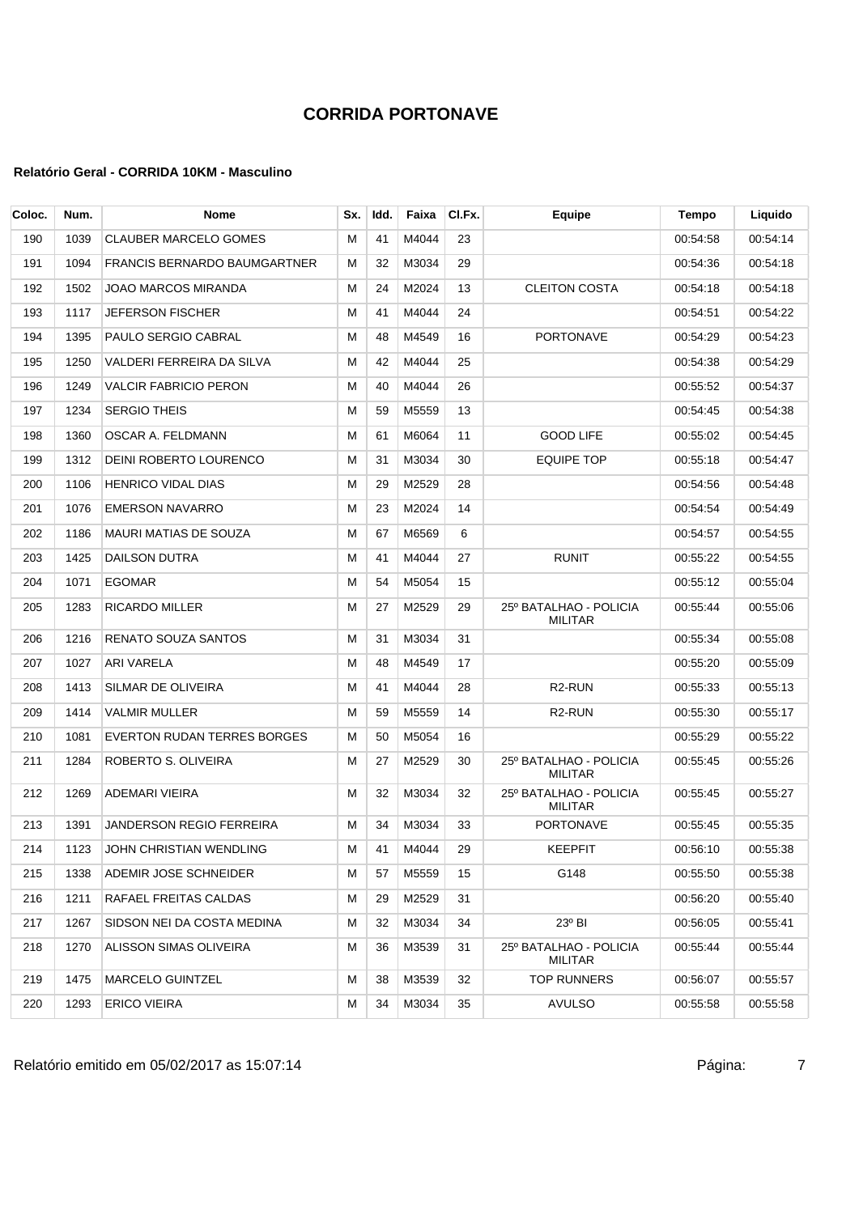# CORRIDA PORTONAVE

### Relatório Geral - CORRIDA 10KM - Masculino

| Coloc. | Num. | Nome | Sx. | Idd. | Faixa | Cl.Fx. | Equipe | Tempo | Liquido |
|---|---|---|---|---|---|---|---|---|---|
| 190 | 1039 | CLAUBER MARCELO GOMES | M | 41 | M4044 | 23 | | 00:54:58 | 00:54:14 |
| 191 | 1094 | FRANCIS BERNARDO BAUMGARTNER | M | 32 | M3034 | 29 | | 00:54:36 | 00:54:18 |
| 192 | 1502 | JOAO MARCOS MIRANDA | M | 24 | M2024 | 13 | CLEITON COSTA | 00:54:18 | 00:54:18 |
| 193 | 1117 | JEFERSON FISCHER | M | 41 | M4044 | 24 | | 00:54:51 | 00:54:22 |
| 194 | 1395 | PAULO SERGIO CABRAL | M | 48 | M4549 | 16 | PORTONAVE | 00:54:29 | 00:54:23 |
| 195 | 1250 | VALDERI FERREIRA DA SILVA | M | 42 | M4044 | 25 | | 00:54:38 | 00:54:29 |
| 196 | 1249 | VALCIR FABRICIO PERON | M | 40 | M4044 | 26 | | 00:55:52 | 00:54:37 |
| 197 | 1234 | SERGIO THEIS | M | 59 | M5559 | 13 | | 00:54:45 | 00:54:38 |
| 198 | 1360 | OSCAR A. FELDMANN | M | 61 | M6064 | 11 | GOOD LIFE | 00:55:02 | 00:54:45 |
| 199 | 1312 | DEINI ROBERTO LOURENCO | M | 31 | M3034 | 30 | EQUIPE TOP | 00:55:18 | 00:54:47 |
| 200 | 1106 | HENRICO VIDAL DIAS | M | 29 | M2529 | 28 | | 00:54:56 | 00:54:48 |
| 201 | 1076 | EMERSON NAVARRO | M | 23 | M2024 | 14 | | 00:54:54 | 00:54:49 |
| 202 | 1186 | MAURI MATIAS DE SOUZA | M | 67 | M6569 | 6 | | 00:54:57 | 00:54:55 |
| 203 | 1425 | DAILSON DUTRA | M | 41 | M4044 | 27 | RUNIT | 00:55:22 | 00:54:55 |
| 204 | 1071 | EGOMAR | M | 54 | M5054 | 15 | | 00:55:12 | 00:55:04 |
| 205 | 1283 | RICARDO MILLER | M | 27 | M2529 | 29 | 25º BATALHAO - POLICIA MILITAR | 00:55:44 | 00:55:06 |
| 206 | 1216 | RENATO SOUZA SANTOS | M | 31 | M3034 | 31 | | 00:55:34 | 00:55:08 |
| 207 | 1027 | ARI VARELA | M | 48 | M4549 | 17 | | 00:55:20 | 00:55:09 |
| 208 | 1413 | SILMAR DE OLIVEIRA | M | 41 | M4044 | 28 | R2-RUN | 00:55:33 | 00:55:13 |
| 209 | 1414 | VALMIR MULLER | M | 59 | M5559 | 14 | R2-RUN | 00:55:30 | 00:55:17 |
| 210 | 1081 | EVERTON RUDAN TERRES BORGES | M | 50 | M5054 | 16 | | 00:55:29 | 00:55:22 |
| 211 | 1284 | ROBERTO S. OLIVEIRA | M | 27 | M2529 | 30 | 25º BATALHAO - POLICIA MILITAR | 00:55:45 | 00:55:26 |
| 212 | 1269 | ADEMARI VIEIRA | M | 32 | M3034 | 32 | 25º BATALHAO - POLICIA MILITAR | 00:55:45 | 00:55:27 |
| 213 | 1391 | JANDERSON REGIO FERREIRA | M | 34 | M3034 | 33 | PORTONAVE | 00:55:45 | 00:55:35 |
| 214 | 1123 | JOHN CHRISTIAN WENDLING | M | 41 | M4044 | 29 | KEEPFIT | 00:56:10 | 00:55:38 |
| 215 | 1338 | ADEMIR JOSE SCHNEIDER | M | 57 | M5559 | 15 | G148 | 00:55:50 | 00:55:38 |
| 216 | 1211 | RAFAEL FREITAS CALDAS | M | 29 | M2529 | 31 | | 00:56:20 | 00:55:40 |
| 217 | 1267 | SIDSON NEI DA COSTA MEDINA | M | 32 | M3034 | 34 | 23º BI | 00:56:05 | 00:55:41 |
| 218 | 1270 | ALISSON SIMAS OLIVEIRA | M | 36 | M3539 | 31 | 25º BATALHAO - POLICIA MILITAR | 00:55:44 | 00:55:44 |
| 219 | 1475 | MARCELO GUINTZEL | M | 38 | M3539 | 32 | TOP RUNNERS | 00:56:07 | 00:55:57 |
| 220 | 1293 | ERICO VIEIRA | M | 34 | M3034 | 35 | AVULSO | 00:55:58 | 00:55:58 |

Relatório emitido em 05/02/2017 as 15:07:14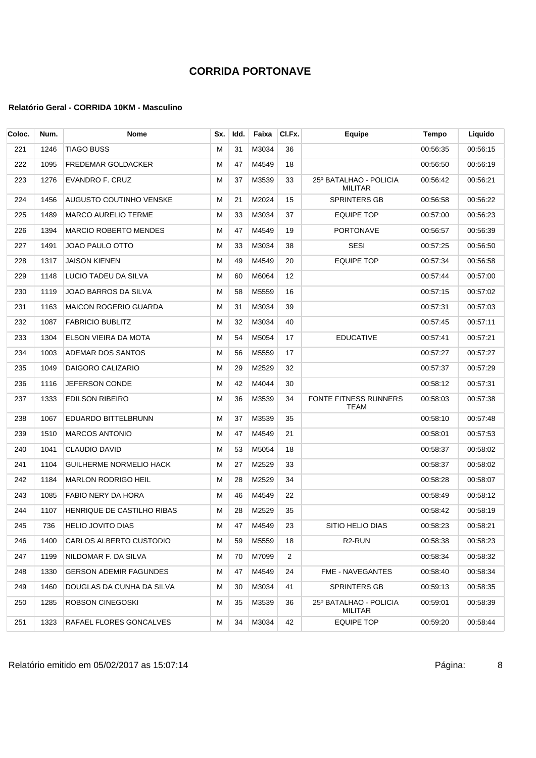# CORRIDA PORTONAVE

### Relatório Geral - CORRIDA 10KM - Masculino

| Coloc. | Num. | Nome | Sx. | Idd. | Faixa | Cl.Fx. | Equipe | Tempo | Liquido |
|---|---|---|---|---|---|---|---|---|---|
| 221 | 1246 | TIAGO BUSS | M | 31 | M3034 | 36 | | 00:56:35 | 00:56:15 |
| 222 | 1095 | FREDEMAR GOLDACKER | M | 47 | M4549 | 18 | | 00:56:50 | 00:56:19 |
| 223 | 1276 | EVANDRO F. CRUZ | M | 37 | M3539 | 33 | 25º BATALHAO - POLICIA MILITAR | 00:56:42 | 00:56:21 |
| 224 | 1456 | AUGUSTO COUTINHO VENSKE | M | 21 | M2024 | 15 | SPRINTERS GB | 00:56:58 | 00:56:22 |
| 225 | 1489 | MARCO AURELIO TERME | M | 33 | M3034 | 37 | EQUIPE TOP | 00:57:00 | 00:56:23 |
| 226 | 1394 | MARCIO ROBERTO MENDES | M | 47 | M4549 | 19 | PORTONAVE | 00:56:57 | 00:56:39 |
| 227 | 1491 | JOAO PAULO OTTO | M | 33 | M3034 | 38 | SESI | 00:57:25 | 00:56:50 |
| 228 | 1317 | JAISON KIENEN | M | 49 | M4549 | 20 | EQUIPE TOP | 00:57:34 | 00:56:58 |
| 229 | 1148 | LUCIO TADEU DA SILVA | M | 60 | M6064 | 12 | | 00:57:44 | 00:57:00 |
| 230 | 1119 | JOAO BARROS DA SILVA | M | 58 | M5559 | 16 | | 00:57:15 | 00:57:02 |
| 231 | 1163 | MAICON ROGERIO GUARDA | M | 31 | M3034 | 39 | | 00:57:31 | 00:57:03 |
| 232 | 1087 | FABRICIO BUBLITZ | M | 32 | M3034 | 40 | | 00:57:45 | 00:57:11 |
| 233 | 1304 | ELSON VIEIRA DA MOTA | M | 54 | M5054 | 17 | EDUCATIVE | 00:57:41 | 00:57:21 |
| 234 | 1003 | ADEMAR DOS SANTOS | M | 56 | M5559 | 17 | | 00:57:27 | 00:57:27 |
| 235 | 1049 | DAIGORO CALIZARIO | M | 29 | M2529 | 32 | | 00:57:37 | 00:57:29 |
| 236 | 1116 | JEFERSON CONDE | M | 42 | M4044 | 30 | | 00:58:12 | 00:57:31 |
| 237 | 1333 | EDILSON RIBEIRO | M | 36 | M3539 | 34 | FONTE FITNESS RUNNERS TEAM | 00:58:03 | 00:57:38 |
| 238 | 1067 | EDUARDO BITTELBRUNN | M | 37 | M3539 | 35 | | 00:58:10 | 00:57:48 |
| 239 | 1510 | MARCOS ANTONIO | M | 47 | M4549 | 21 | | 00:58:01 | 00:57:53 |
| 240 | 1041 | CLAUDIO DAVID | M | 53 | M5054 | 18 | | 00:58:37 | 00:58:02 |
| 241 | 1104 | GUILHERME NORMELIO HACK | M | 27 | M2529 | 33 | | 00:58:37 | 00:58:02 |
| 242 | 1184 | MARLON RODRIGO HEIL | M | 28 | M2529 | 34 | | 00:58:28 | 00:58:07 |
| 243 | 1085 | FABIO NERY DA HORA | M | 46 | M4549 | 22 | | 00:58:49 | 00:58:12 |
| 244 | 1107 | HENRIQUE DE CASTILHO RIBAS | M | 28 | M2529 | 35 | | 00:58:42 | 00:58:19 |
| 245 | 736 | HELIO JOVITO DIAS | M | 47 | M4549 | 23 | SITIO HELIO DIAS | 00:58:23 | 00:58:21 |
| 246 | 1400 | CARLOS ALBERTO CUSTODIO | M | 59 | M5559 | 18 | R2-RUN | 00:58:38 | 00:58:23 |
| 247 | 1199 | NILDOMAR F. DA SILVA | M | 70 | M7099 | 2 | | 00:58:34 | 00:58:32 |
| 248 | 1330 | GERSON ADEMIR FAGUNDES | M | 47 | M4549 | 24 | FME - NAVEGANTES | 00:58:40 | 00:58:34 |
| 249 | 1460 | DOUGLAS DA CUNHA DA SILVA | M | 30 | M3034 | 41 | SPRINTERS GB | 00:59:13 | 00:58:35 |
| 250 | 1285 | ROBSON CINEGOSKI | M | 35 | M3539 | 36 | 25º BATALHAO - POLICIA MILITAR | 00:59:01 | 00:58:39 |
| 251 | 1323 | RAFAEL FLORES GONCALVES | M | 34 | M3034 | 42 | EQUIPE TOP | 00:59:20 | 00:58:44 |

Relatório emitido em 05/02/2017 as 15:07:14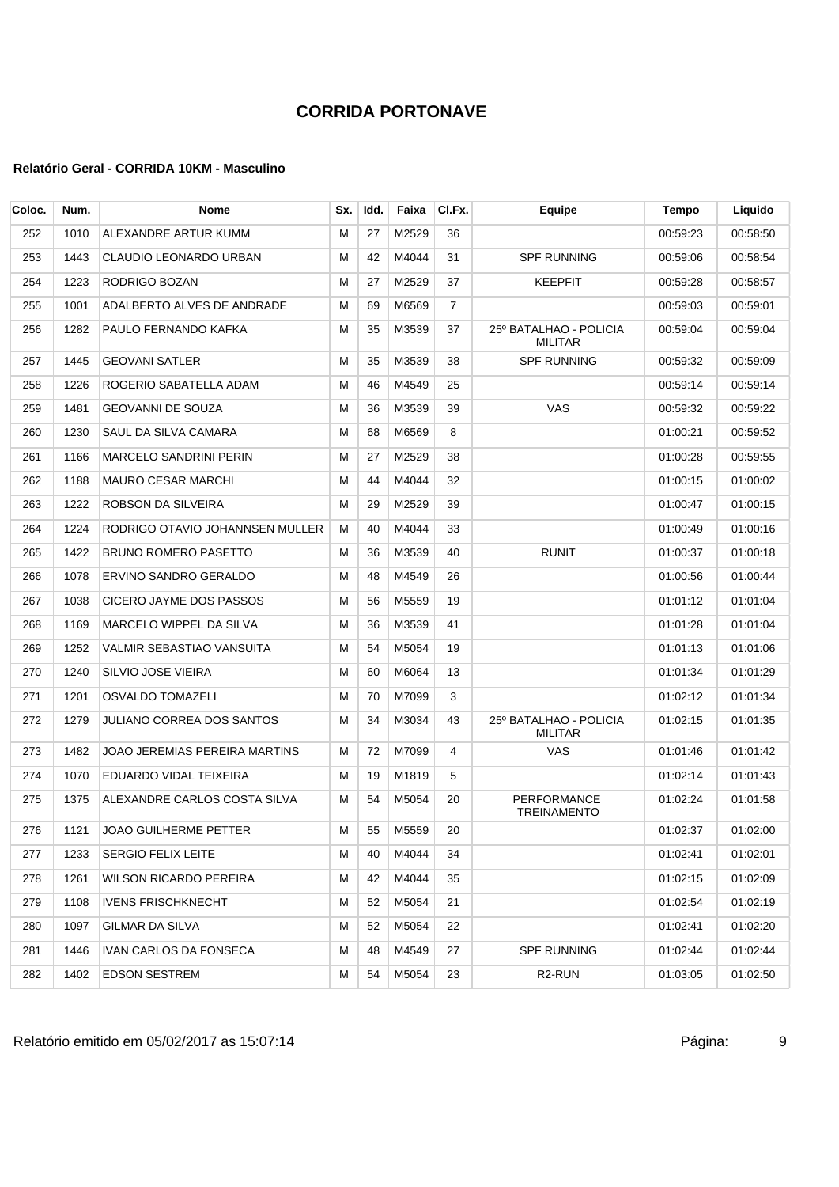# CORRIDA PORTONAVE

### Relatório Geral - CORRIDA 10KM - Masculino

| Coloc. | Num. | Nome | Sx. | Idd. | Faixa | Cl.Fx. | Equipe | Tempo | Liquido |
|---|---|---|---|---|---|---|---|---|---|
| 252 | 1010 | ALEXANDRE ARTUR KUMM | M | 27 | M2529 | 36 | | 00:59:23 | 00:58:50 |
| 253 | 1443 | CLAUDIO LEONARDO URBAN | M | 42 | M4044 | 31 | SPF RUNNING | 00:59:06 | 00:58:54 |
| 254 | 1223 | RODRIGO BOZAN | M | 27 | M2529 | 37 | KEEPFIT | 00:59:28 | 00:58:57 |
| 255 | 1001 | ADALBERTO ALVES DE ANDRADE | M | 69 | M6569 | 7 | | 00:59:03 | 00:59:01 |
| 256 | 1282 | PAULO FERNANDO KAFKA | M | 35 | M3539 | 37 | 25º BATALHAO - POLICIA MILITAR | 00:59:04 | 00:59:04 |
| 257 | 1445 | GEOVANI SATLER | M | 35 | M3539 | 38 | SPF RUNNING | 00:59:32 | 00:59:09 |
| 258 | 1226 | ROGERIO SABATELLA ADAM | M | 46 | M4549 | 25 | | 00:59:14 | 00:59:14 |
| 259 | 1481 | GEOVANNI DE SOUZA | M | 36 | M3539 | 39 | VAS | 00:59:32 | 00:59:22 |
| 260 | 1230 | SAUL DA SILVA CAMARA | M | 68 | M6569 | 8 | | 01:00:21 | 00:59:52 |
| 261 | 1166 | MARCELO SANDRINI PERIN | M | 27 | M2529 | 38 | | 01:00:28 | 00:59:55 |
| 262 | 1188 | MAURO CESAR MARCHI | M | 44 | M4044 | 32 | | 01:00:15 | 01:00:02 |
| 263 | 1222 | ROBSON DA SILVEIRA | M | 29 | M2529 | 39 | | 01:00:47 | 01:00:15 |
| 264 | 1224 | RODRIGO OTAVIO JOHANNSEN MULLER | M | 40 | M4044 | 33 | | 01:00:49 | 01:00:16 |
| 265 | 1422 | BRUNO ROMERO PASETTO | M | 36 | M3539 | 40 | RUNIT | 01:00:37 | 01:00:18 |
| 266 | 1078 | ERVINO SANDRO GERALDO | M | 48 | M4549 | 26 | | 01:00:56 | 01:00:44 |
| 267 | 1038 | CICERO JAYME DOS PASSOS | M | 56 | M5559 | 19 | | 01:01:12 | 01:01:04 |
| 268 | 1169 | MARCELO WIPPEL DA SILVA | M | 36 | M3539 | 41 | | 01:01:28 | 01:01:04 |
| 269 | 1252 | VALMIR SEBASTIAO VANSUITA | M | 54 | M5054 | 19 | | 01:01:13 | 01:01:06 |
| 270 | 1240 | SILVIO JOSE VIEIRA | M | 60 | M6064 | 13 | | 01:01:34 | 01:01:29 |
| 271 | 1201 | OSVALDO TOMAZELI | M | 70 | M7099 | 3 | | 01:02:12 | 01:01:34 |
| 272 | 1279 | JULIANO CORREA DOS SANTOS | M | 34 | M3034 | 43 | 25º BATALHAO - POLICIA MILITAR | 01:02:15 | 01:01:35 |
| 273 | 1482 | JOAO JEREMIAS PEREIRA MARTINS | M | 72 | M7099 | 4 | VAS | 01:01:46 | 01:01:42 |
| 274 | 1070 | EDUARDO VIDAL TEIXEIRA | M | 19 | M1819 | 5 | | 01:02:14 | 01:01:43 |
| 275 | 1375 | ALEXANDRE CARLOS COSTA SILVA | M | 54 | M5054 | 20 | PERFORMANCE TREINAMENTO | 01:02:24 | 01:01:58 |
| 276 | 1121 | JOAO GUILHERME PETTER | M | 55 | M5559 | 20 | | 01:02:37 | 01:02:00 |
| 277 | 1233 | SERGIO FELIX LEITE | M | 40 | M4044 | 34 | | 01:02:41 | 01:02:01 |
| 278 | 1261 | WILSON RICARDO PEREIRA | M | 42 | M4044 | 35 | | 01:02:15 | 01:02:09 |
| 279 | 1108 | IVENS FRISCHKNECHT | M | 52 | M5054 | 21 | | 01:02:54 | 01:02:19 |
| 280 | 1097 | GILMAR DA SILVA | M | 52 | M5054 | 22 | | 01:02:41 | 01:02:20 |
| 281 | 1446 | IVAN CARLOS DA FONSECA | M | 48 | M4549 | 27 | SPF RUNNING | 01:02:44 | 01:02:44 |
| 282 | 1402 | EDSON SESTREM | M | 54 | M5054 | 23 | R2-RUN | 01:03:05 | 01:02:50 |

Relatório emitido em 05/02/2017 as 15:07:14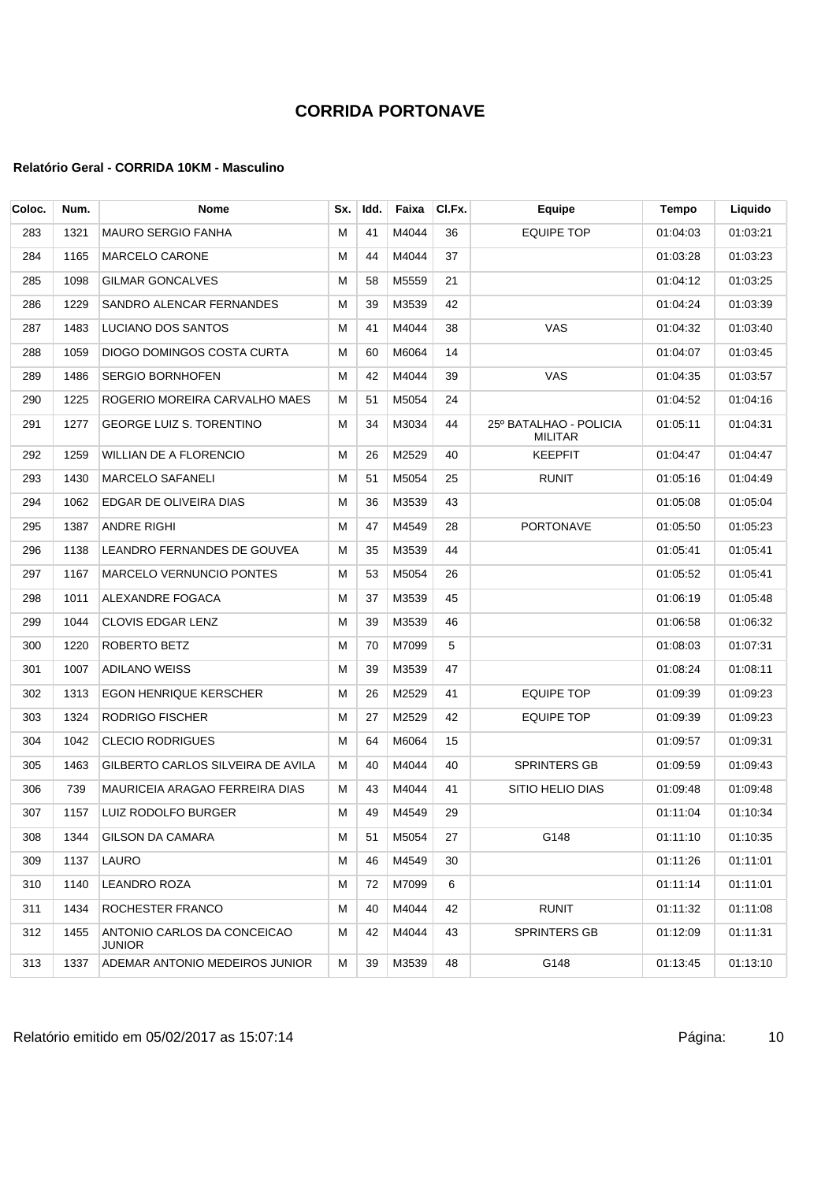# CORRIDA PORTONAVE

**Relatório Geral - CORRIDA 10KM - Masculino**

| Coloc. | Num. | Nome | Sx. | Idd. | Faixa | Cl.Fx. | Equipe | Tempo | Liquido |
|---|---|---|---|---|---|---|---|---|---|
| 283 | 1321 | MAURO SERGIO FANHA | M | 41 | M4044 | 36 | EQUIPE TOP | 01:04:03 | 01:03:21 |
| 284 | 1165 | MARCELO CARONE | M | 44 | M4044 | 37 | | 01:03:28 | 01:03:23 |
| 285 | 1098 | GILMAR GONCALVES | M | 58 | M5559 | 21 | | 01:04:12 | 01:03:25 |
| 286 | 1229 | SANDRO ALENCAR FERNANDES | M | 39 | M3539 | 42 | | 01:04:24 | 01:03:39 |
| 287 | 1483 | LUCIANO DOS SANTOS | M | 41 | M4044 | 38 | VAS | 01:04:32 | 01:03:40 |
| 288 | 1059 | DIOGO DOMINGOS COSTA CURTA | M | 60 | M6064 | 14 | | 01:04:07 | 01:03:45 |
| 289 | 1486 | SERGIO BORNHOFEN | M | 42 | M4044 | 39 | VAS | 01:04:35 | 01:03:57 |
| 290 | 1225 | ROGERIO MOREIRA CARVALHO MAES | M | 51 | M5054 | 24 | | 01:04:52 | 01:04:16 |
| 291 | 1277 | GEORGE LUIZ S. TORENTINO | M | 34 | M3034 | 44 | 25º BATALHAO - POLICIA MILITAR | 01:05:11 | 01:04:31 |
| 292 | 1259 | WILLIAN DE A FLORENCIO | M | 26 | M2529 | 40 | KEEPFIT | 01:04:47 | 01:04:47 |
| 293 | 1430 | MARCELO SAFANELI | M | 51 | M5054 | 25 | RUNIT | 01:05:16 | 01:04:49 |
| 294 | 1062 | EDGAR DE OLIVEIRA DIAS | M | 36 | M3539 | 43 | | 01:05:08 | 01:05:04 |
| 295 | 1387 | ANDRE RIGHI | M | 47 | M4549 | 28 | PORTONAVE | 01:05:50 | 01:05:23 |
| 296 | 1138 | LEANDRO FERNANDES DE GOUVEA | M | 35 | M3539 | 44 | | 01:05:41 | 01:05:41 |
| 297 | 1167 | MARCELO VERNUNCIO PONTES | M | 53 | M5054 | 26 | | 01:05:52 | 01:05:41 |
| 298 | 1011 | ALEXANDRE FOGACA | M | 37 | M3539 | 45 | | 01:06:19 | 01:05:48 |
| 299 | 1044 | CLOVIS EDGAR LENZ | M | 39 | M3539 | 46 | | 01:06:58 | 01:06:32 |
| 300 | 1220 | ROBERTO BETZ | M | 70 | M7099 | 5 | | 01:08:03 | 01:07:31 |
| 301 | 1007 | ADILANO WEISS | M | 39 | M3539 | 47 | | 01:08:24 | 01:08:11 |
| 302 | 1313 | EGON HENRIQUE KERSCHER | M | 26 | M2529 | 41 | EQUIPE TOP | 01:09:39 | 01:09:23 |
| 303 | 1324 | RODRIGO FISCHER | M | 27 | M2529 | 42 | EQUIPE TOP | 01:09:39 | 01:09:23 |
| 304 | 1042 | CLECIO RODRIGUES | M | 64 | M6064 | 15 | | 01:09:57 | 01:09:31 |
| 305 | 1463 | GILBERTO CARLOS SILVEIRA DE AVILA | M | 40 | M4044 | 40 | SPRINTERS GB | 01:09:59 | 01:09:43 |
| 306 | 739 | MAURICEIA ARAGAO FERREIRA DIAS | M | 43 | M4044 | 41 | SITIO HELIO DIAS | 01:09:48 | 01:09:48 |
| 307 | 1157 | LUIZ RODOLFO BURGER | M | 49 | M4549 | 29 | | 01:11:04 | 01:10:34 |
| 308 | 1344 | GILSON DA CAMARA | M | 51 | M5054 | 27 | G148 | 01:11:10 | 01:10:35 |
| 309 | 1137 | LAURO | M | 46 | M4549 | 30 | | 01:11:26 | 01:11:01 |
| 310 | 1140 | LEANDRO ROZA | M | 72 | M7099 | 6 | | 01:11:14 | 01:11:01 |
| 311 | 1434 | ROCHESTER FRANCO | M | 40 | M4044 | 42 | RUNIT | 01:11:32 | 01:11:08 |
| 312 | 1455 | ANTONIO CARLOS DA CONCEICAO JUNIOR | M | 42 | M4044 | 43 | SPRINTERS GB | 01:12:09 | 01:11:31 |
| 313 | 1337 | ADEMAR ANTONIO MEDEIROS JUNIOR | M | 39 | M3539 | 48 | G148 | 01:13:45 | 01:13:10 |

Relatório emitido em 05/02/2017 as 15:07:14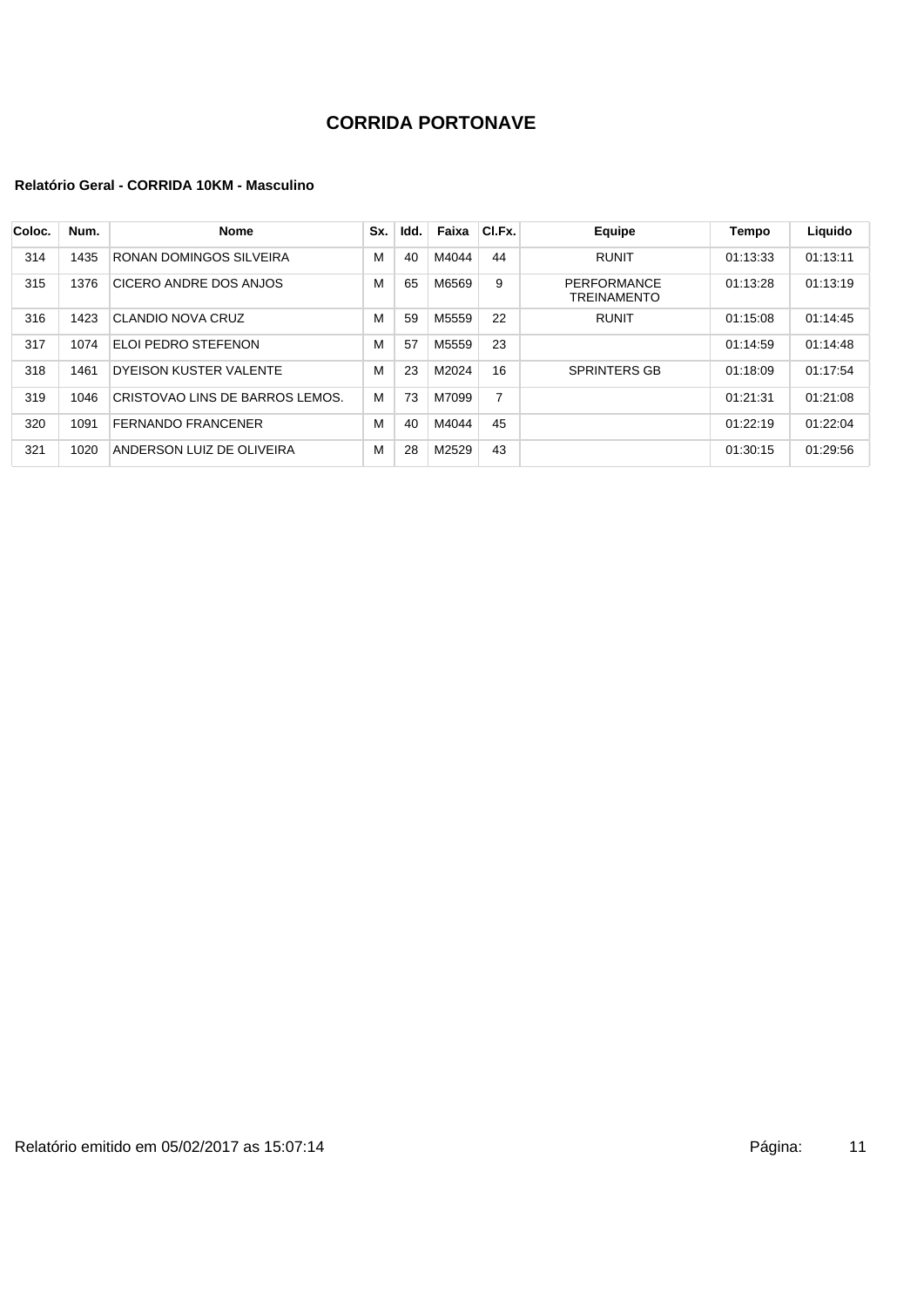# CORRIDA PORTONAVE

**Relatório Geral - CORRIDA 10KM - Masculino**

| Coloc. | Num. | Nome | Sx. | Idd. | Faixa | Cl.Fx. | Equipe | Tempo | Liquido |
|---|---|---|---|---|---|---|---|---|---|
| 314 | 1435 | RONAN DOMINGOS SILVEIRA | M | 40 | M4044 | 44 | RUNIT | 01:13:33 | 01:13:11 |
| 315 | 1376 | CICERO ANDRE DOS ANJOS | M | 65 | M6569 | 9 | PERFORMANCE TREINAMENTO | 01:13:28 | 01:13:19 |
| 316 | 1423 | CLANDIO NOVA CRUZ | M | 59 | M5559 | 22 | RUNIT | 01:15:08 | 01:14:45 |
| 317 | 1074 | ELOI PEDRO STEFENON | M | 57 | M5559 | 23 | | 01:14:59 | 01:14:48 |
| 318 | 1461 | DYEISON KUSTER VALENTE | M | 23 | M2024 | 16 | SPRINTERS GB | 01:18:09 | 01:17:54 |
| 319 | 1046 | CRISTOVAO LINS DE BARROS LEMOS. | M | 73 | M7099 | 7 | | 01:21:31 | 01:21:08 |
| 320 | 1091 | FERNANDO FRANCENER | M | 40 | M4044 | 45 | | 01:22:19 | 01:22:04 |
| 321 | 1020 | ANDERSON LUIZ DE OLIVEIRA | M | 28 | M2529 | 43 | | 01:30:15 | 01:29:56 |

Relatório emitido em 05/02/2017 as 15:07:14